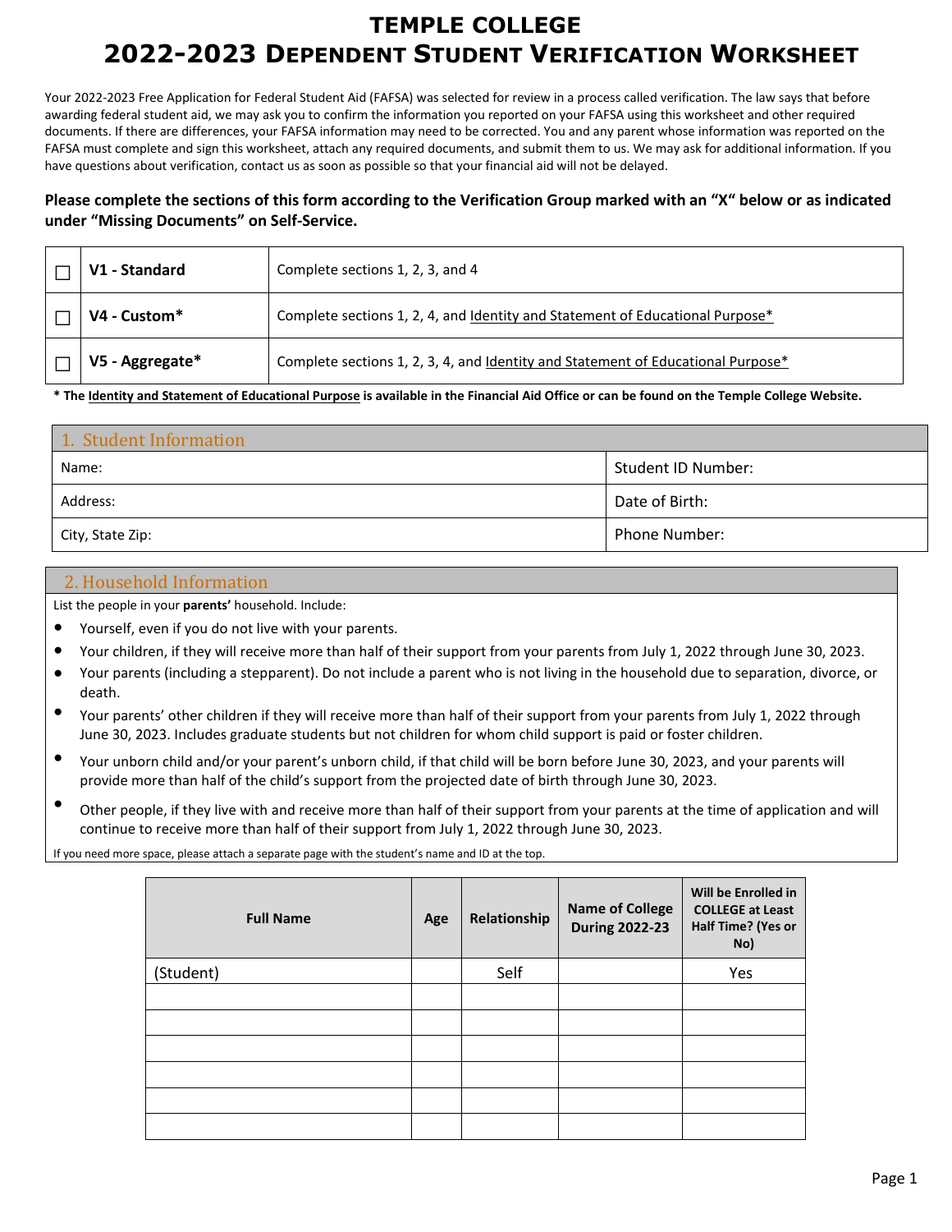# TEMPLE COLLEGE
# 2022-2023 DEPENDENT STUDENT VERIFICATION WORKSHEET

Your 2022-2023 Free Application for Federal Student Aid (FAFSA) was selected for review in a process called verification. The law says that before awarding federal student aid, we may ask you to confirm the information you reported on your FAFSA using this worksheet and other required documents. If there are differences, your FAFSA information may need to be corrected. You and any parent whose information was reported on the FAFSA must complete and sign this worksheet, attach any required documents, and submit them to us. We may ask for additional information. If you have questions about verification, contact us as soon as possible so that your financial aid will not be delayed.

**Please complete the sections of this form according to the Verification Group marked with an "X" below or as indicated under "Missing Documents" on Self-Service.**

| | | |
|---|---|---|
| ☐ | **V1 - Standard** | Complete sections 1, 2, 3, and 4 |
| ☐ | **V4 - Custom*** | Complete sections 1, 2, 4, and Identity and Statement of Educational Purpose* |
| ☐ | **V5 - Aggregate*** | Complete sections 1, 2, 3, 4, and Identity and Statement of Educational Purpose* |

**\* The Identity and Statement of Educational Purpose is available in the Financial Aid Office or can be found on the Temple College Website.**

## 1. Student Information

| | |
|---|---|
| Name: | Student ID Number: |
| Address: | Date of Birth: |
| City, State Zip: | Phone Number: |

## 2. Household Information

List the people in your **parents'** household. Include:

- Yourself, even if you do not live with your parents.
- Your children, if they will receive more than half of their support from your parents from July 1, 2022 through June 30, 2023.
- Your parents (including a stepparent). Do not include a parent who is not living in the household due to separation, divorce, or death.
- Your parents' other children if they will receive more than half of their support from your parents from July 1, 2022 through June 30, 2023. Includes graduate students but not children for whom child support is paid or foster children.
- Your unborn child and/or your parent's unborn child, if that child will be born before June 30, 2023, and your parents will provide more than half of the child's support from the projected date of birth through June 30, 2023.
- Other people, if they live with and receive more than half of their support from your parents at the time of application and will continue to receive more than half of their support from July 1, 2022 through June 30, 2023.

If you need more space, please attach a separate page with the student's name and ID at the top.

| Full Name | Age | Relationship | Name of College During 2022-23 | Will be Enrolled in COLLEGE at Least Half Time? (Yes or No) |
|---|---|---|---|---|
| (Student) | | Self | | Yes |
| | | | | |
| | | | | |
| | | | | |
| | | | | |
| | | | | |
| | | | | |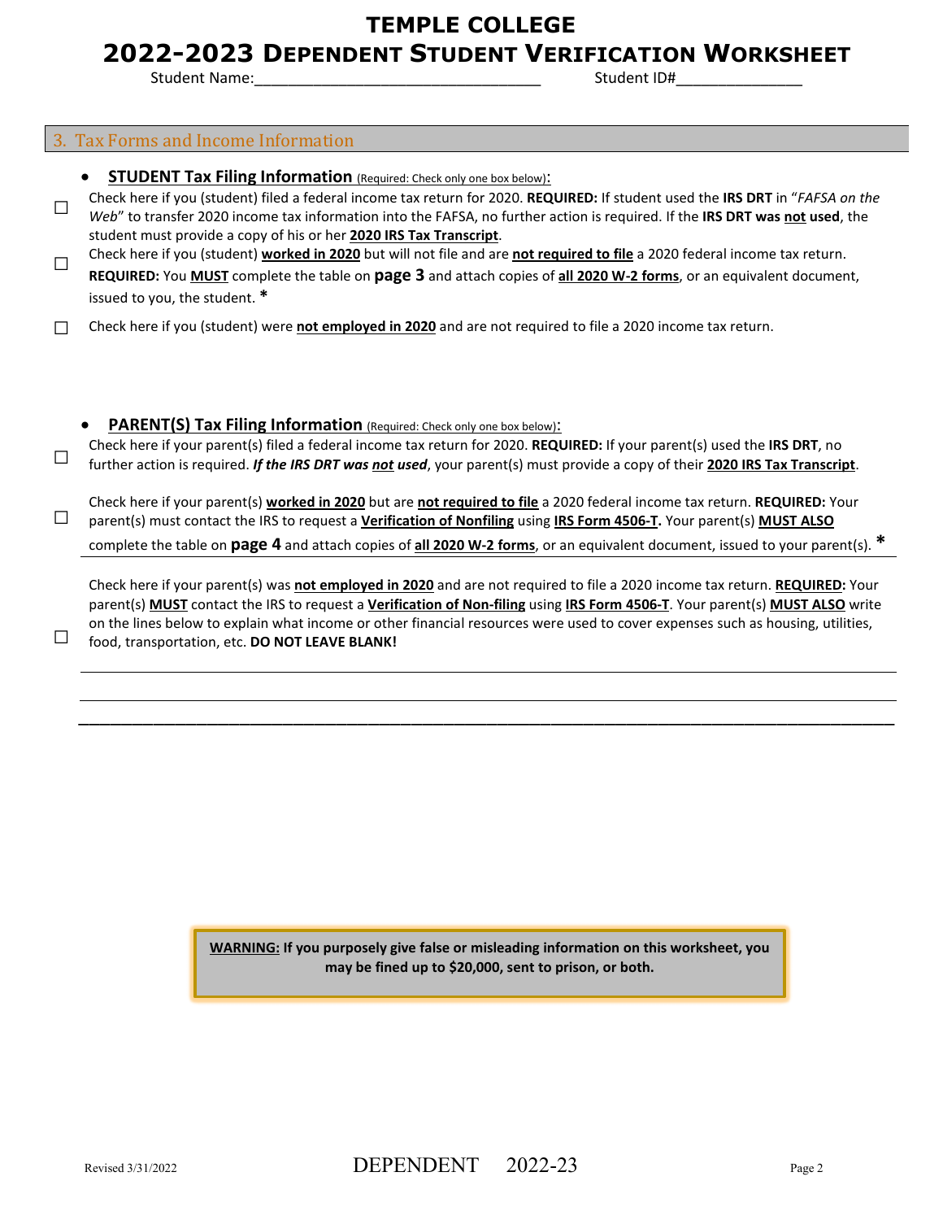# TEMPLE COLLEGE

# 2022-2023 Dependent Student Verification Worksheet

Student Name:\_\_\_\_\_\_\_\_\_\_\_\_\_\_\_\_\_\_\_\_\_\_\_\_\_\_\_\_\_\_\_\_\_ Student ID#\_\_\_\_\_\_\_\_\_\_\_\_\_\_\_

## 3. Tax Forms and Income Information

- **STUDENT Tax Filing Information** (Required: Check only one box below):

☐ Check here if you (student) filed a federal income tax return for 2020. **REQUIRED:** If student used the **IRS DRT** in "*FAFSA on the Web*" to transfer 2020 income tax information into the FAFSA, no further action is required. If the **IRS DRT was not used**, the student must provide a copy of his or her **2020 IRS Tax Transcript**.

☐ Check here if you (student) **worked in 2020** but will not file and are **not required to file** a 2020 federal income tax return. **REQUIRED:** You **MUST** complete the table on **page 3** and attach copies of **all 2020 W-2 forms**, or an equivalent document, issued to you, the student. *****

☐ Check here if you (student) were **not employed in 2020** and are not required to file a 2020 income tax return.

- **PARENT(S) Tax Filing Information** (Required: Check only one box below):

☐ Check here if your parent(s) filed a federal income tax return for 2020. **REQUIRED:** If your parent(s) used the **IRS DRT**, no further action is required. ***If the IRS DRT was not used***, your parent(s) must provide a copy of their **2020 IRS Tax Transcript**.

☐ Check here if your parent(s) **worked in 2020** but are **not required to file** a 2020 federal income tax return. **REQUIRED:** Your parent(s) must contact the IRS to request a **Verification of Nonfiling** using **IRS Form 4506-T.** Your parent(s) **MUST ALSO** complete the table on **page 4** and attach copies of **all 2020 W-2 forms**, or an equivalent document, issued to your parent(s). *****

☐ Check here if your parent(s) was **not employed in 2020** and are not required to file a 2020 income tax return. **REQUIRED:** Your parent(s) **MUST** contact the IRS to request a **Verification of Non-filing** using **IRS Form 4506-T**. Your parent(s) **MUST ALSO** write on the lines below to explain what income or other financial resources were used to cover expenses such as housing, utilities, food, transportation, etc. **DO NOT LEAVE BLANK!**

\_\_\_\_\_\_\_\_\_\_\_\_\_\_\_\_\_\_\_\_\_\_\_\_\_\_\_\_\_\_\_\_\_\_\_\_\_\_\_\_\_\_\_\_\_\_\_\_\_\_\_\_\_\_\_\_\_\_\_\_\_\_\_\_\_\_\_\_\_\_\_\_\_\_\_\_\_\_\_\_

\_\_\_\_\_\_\_\_\_\_\_\_\_\_\_\_\_\_\_\_\_\_\_\_\_\_\_\_\_\_\_\_\_\_\_\_\_\_\_\_\_\_\_\_\_\_\_\_\_\_\_\_\_\_\_\_\_\_\_\_\_\_\_\_\_\_\_\_\_\_\_\_\_\_\_\_\_\_\_\_

\_\_\_\_\_\_\_\_\_\_\_\_\_\_\_\_\_\_\_\_\_\_\_\_\_\_\_\_\_\_\_\_\_\_\_\_\_\_\_\_\_\_\_\_\_\_\_\_\_\_\_\_\_\_\_\_\_\_\_\_\_\_\_\_\_\_\_\_\_\_\_\_\_\_\_\_\_\_\_\_

> **WARNING: If you purposely give false or misleading information on this worksheet, you may be fined up to $20,000, sent to prison, or both.**

Revised 3/31/2022 DEPENDENT 2022-23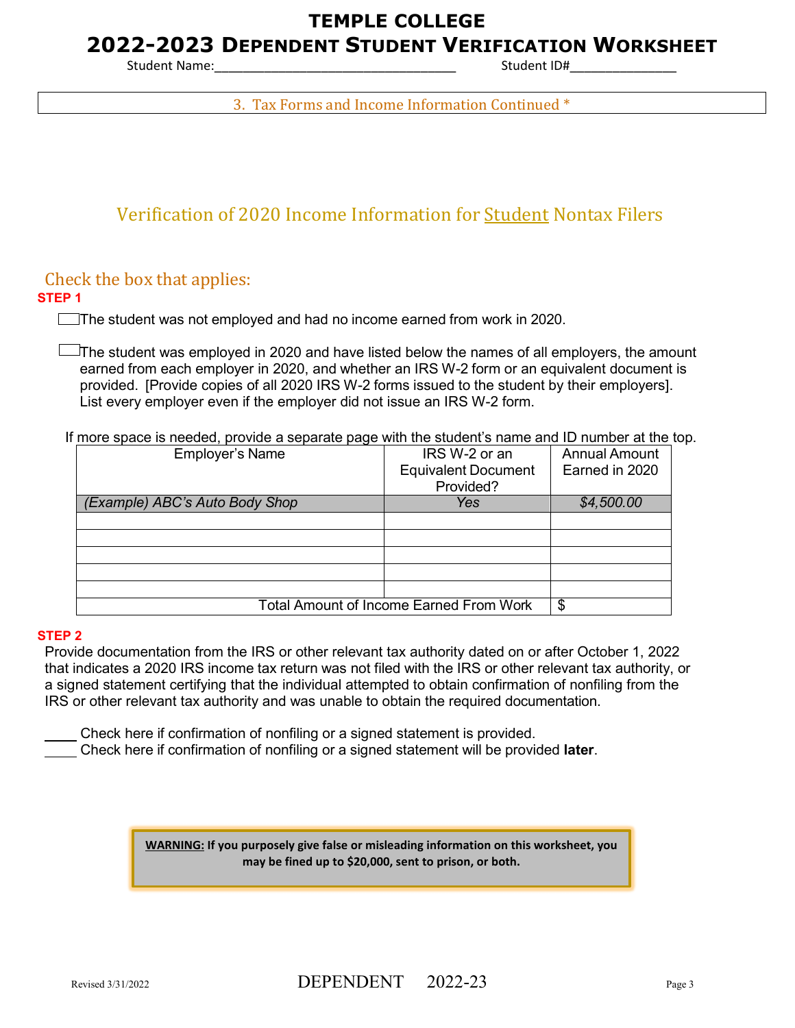# TEMPLE COLLEGE
## 2022-2023 Dependent Student Verification Worksheet

Student Name:___________________________________ Student ID#________________

3. Tax Forms and Income Information Continued *

## Verification of 2020 Income Information for Student Nontax Filers

### Check the box that applies:

**STEP 1**

☐ The student was not employed and had no income earned from work in 2020.

☐ The student was employed in 2020 and have listed below the names of all employers, the amount earned from each employer in 2020, and whether an IRS W-2 form or an equivalent document is provided. [Provide copies of all 2020 IRS W-2 forms issued to the student by their employers]. List every employer even if the employer did not issue an IRS W-2 form.

If more space is needed, provide a separate page with the student's name and ID number at the top.

| Employer's Name | IRS W-2 or an Equivalent Document Provided? | Annual Amount Earned in 2020 |
|---|---|---|
| *(Example) ABC's Auto Body Shop* | *Yes* | *$4,500.00* |
| | | |
| | | |
| | | |
| | | |
| | | |
| Total Amount of Income Earned From Work | | $ |

**STEP 2**

Provide documentation from the IRS or other relevant tax authority dated on or after October 1, 2022 that indicates a 2020 IRS income tax return was not filed with the IRS or other relevant tax authority, or a signed statement certifying that the individual attempted to obtain confirmation of nonfiling from the IRS or other relevant tax authority and was unable to obtain the required documentation.

____ Check here if confirmation of nonfiling or a signed statement is provided.
____ Check here if confirmation of nonfiling or a signed statement will be provided **later**.

**WARNING: If you purposely give false or misleading information on this worksheet, you may be fined up to $20,000, sent to prison, or both.**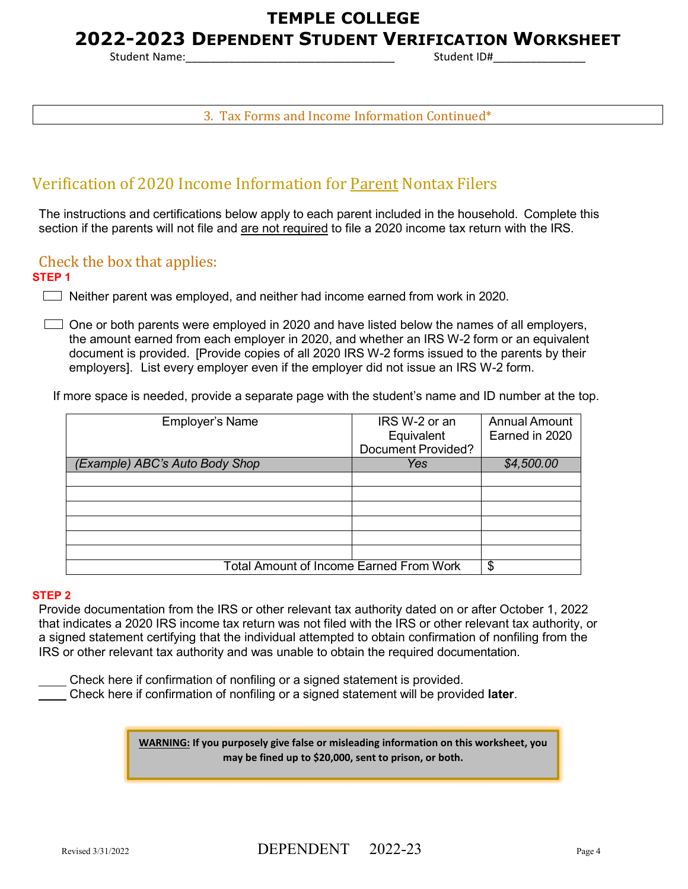# TEMPLE COLLEGE

# 2022-2023 DEPENDENT STUDENT VERIFICATION WORKSHEET

Student Name:___________________________________ Student ID#_______________

3. Tax Forms and Income Information Continued*

## Verification of 2020 Income Information for Parent Nontax Filers

The instructions and certifications below apply to each parent included in the household. Complete this section if the parents will not file and are not required to file a 2020 income tax return with the IRS.

### Check the box that applies:

**STEP 1**

☐ Neither parent was employed, and neither had income earned from work in 2020.

☐ One or both parents were employed in 2020 and have listed below the names of all employers, the amount earned from each employer in 2020, and whether an IRS W-2 form or an equivalent document is provided. [Provide copies of all 2020 IRS W-2 forms issued to the parents by their employers]. List every employer even if the employer did not issue an IRS W-2 form.

If more space is needed, provide a separate page with the student's name and ID number at the top.

| Employer's Name | IRS W-2 or an Equivalent Document Provided? | Annual Amount Earned in 2020 |
|---|---|---|
| *(Example) ABC's Auto Body Shop* | *Yes* | *$4,500.00* |
| | | |
| | | |
| | | |
| | | |
| | | |
| | | |
| Total Amount of Income Earned From Work | | $ |

**STEP 2**

Provide documentation from the IRS or other relevant tax authority dated on or after October 1, 2022 that indicates a 2020 IRS income tax return was not filed with the IRS or other relevant tax authority, or a signed statement certifying that the individual attempted to obtain confirmation of nonfiling from the IRS or other relevant tax authority and was unable to obtain the required documentation.

____ Check here if confirmation of nonfiling or a signed statement is provided.
____ Check here if confirmation of nonfiling or a signed statement will be provided **later**.

**WARNING: If you purposely give false or misleading information on this worksheet, you may be fined up to $20,000, sent to prison, or both.**

Revised 3/31/2022 DEPENDENT 2022-23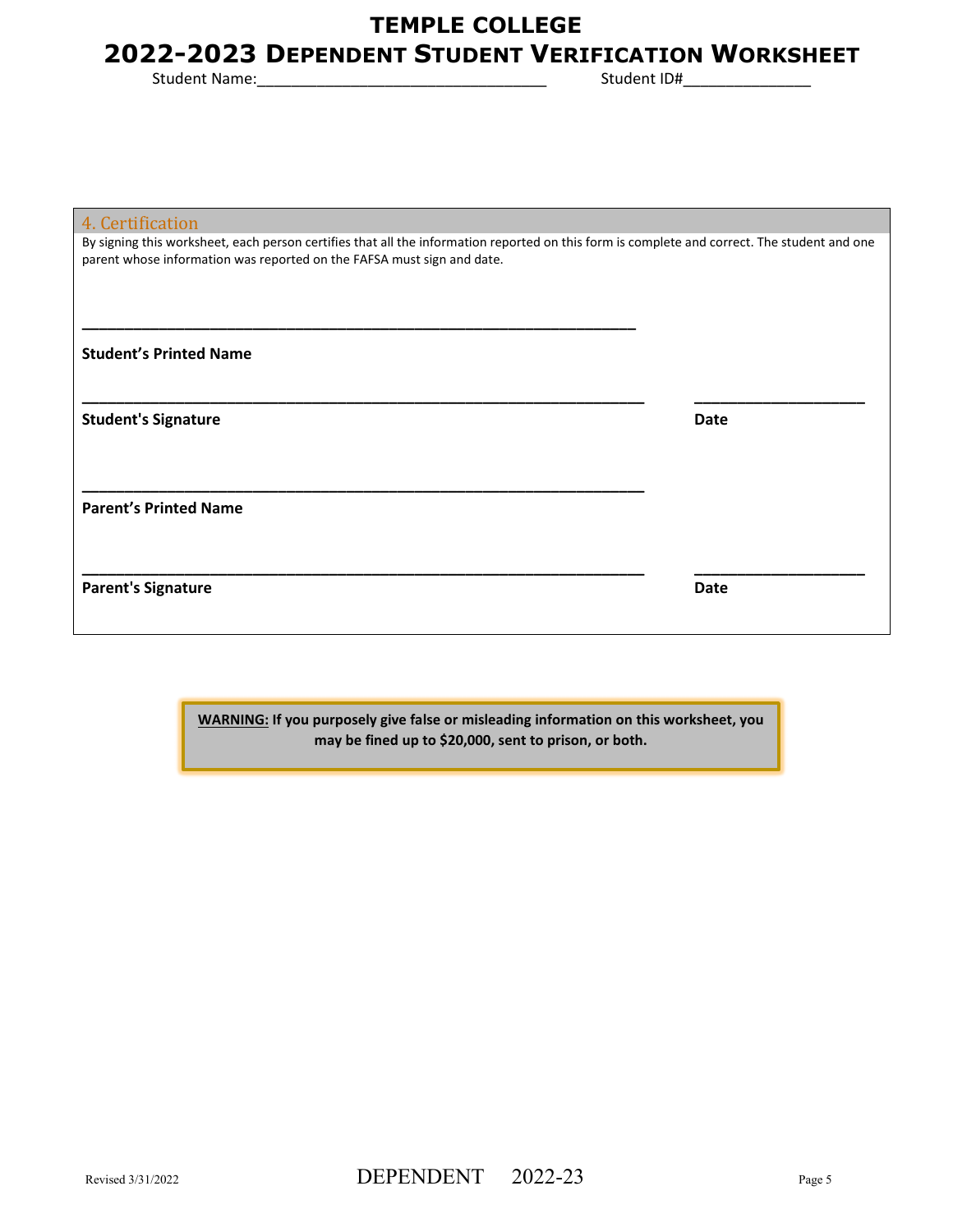# TEMPLE COLLEGE

# 2022-2023 Dependent Student Verification Worksheet

Student Name:________________________________ Student ID#______________

## 4. Certification

By signing this worksheet, each person certifies that all the information reported on this form is complete and correct. The student and one parent whose information was reported on the FAFSA must sign and date.

______________________________________________________________

**Student's Printed Name**

______________________________________________________________ ___________________

**Student's Signature** **Date**

______________________________________________________________

**Parent's Printed Name**

______________________________________________________________ ___________________

**Parent's Signature** **Date**

**__WARNING:__ If you purposely give false or misleading information on this worksheet, you may be fined up to $20,000, sent to prison, or both.**

Revised 3/31/2022 DEPENDENT 2022-23